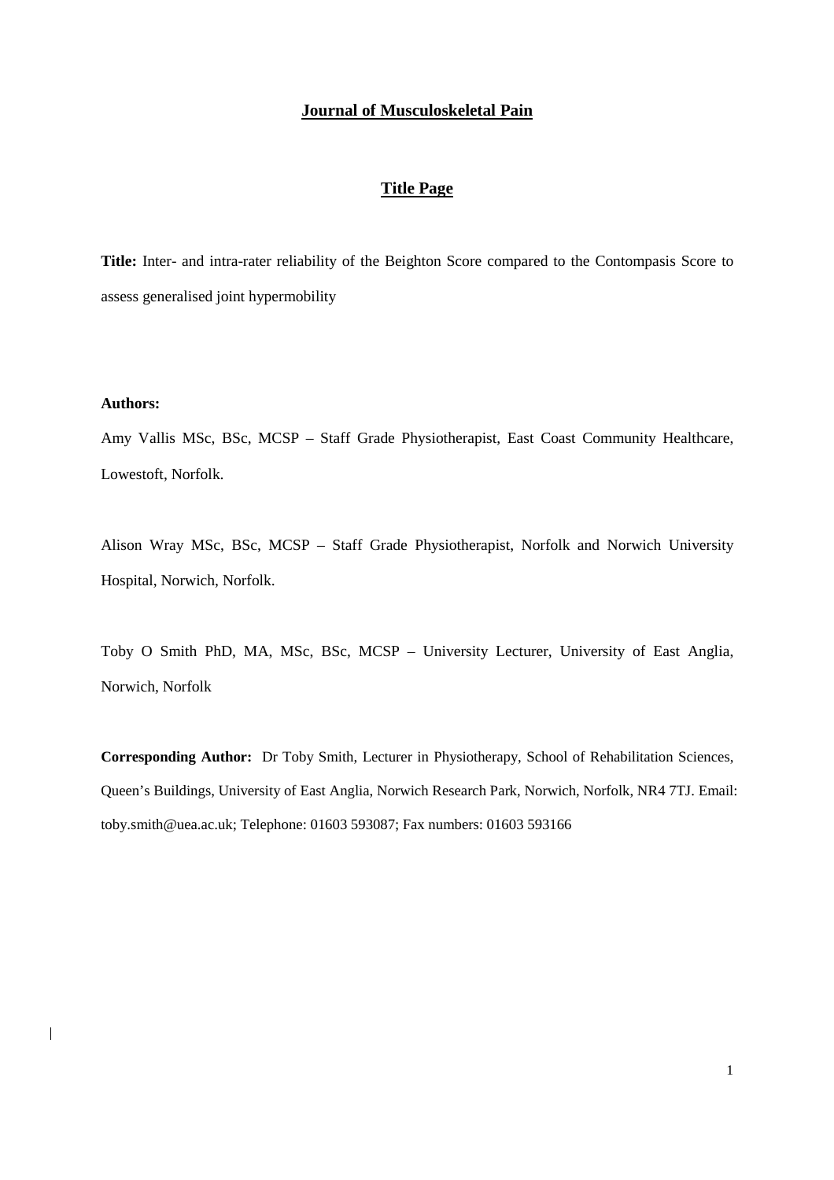**Journal of Musculoskeletal Pain**

**Title Page**

**Title:** Inter- and intra-rater reliability of the Beighton Score compared to the Contompasis Score to assess generalised joint hypermobility

**Authors:**

Amy Vallis MSc, BSc, MCSP – Staff Grade Physiotherapist, East Coast Community Healthcare, Lowestoft, Norfolk.

Alison Wray MSc, BSc, MCSP – Staff Grade Physiotherapist, Norfolk and Norwich University Hospital, Norwich, Norfolk.

Toby O Smith PhD, MA, MSc, BSc, MCSP – University Lecturer, University of East Anglia, Norwich, Norfolk

**Corresponding Author:** Dr Toby Smith, Lecturer in Physiotherapy, School of Rehabilitation Sciences, Queen's Buildings, University of East Anglia, Norwich Research Park, Norwich, Norfolk, NR4 7TJ. Email: toby.smith@uea.ac.uk; Telephone: 01603 593087; Fax numbers: 01603 593166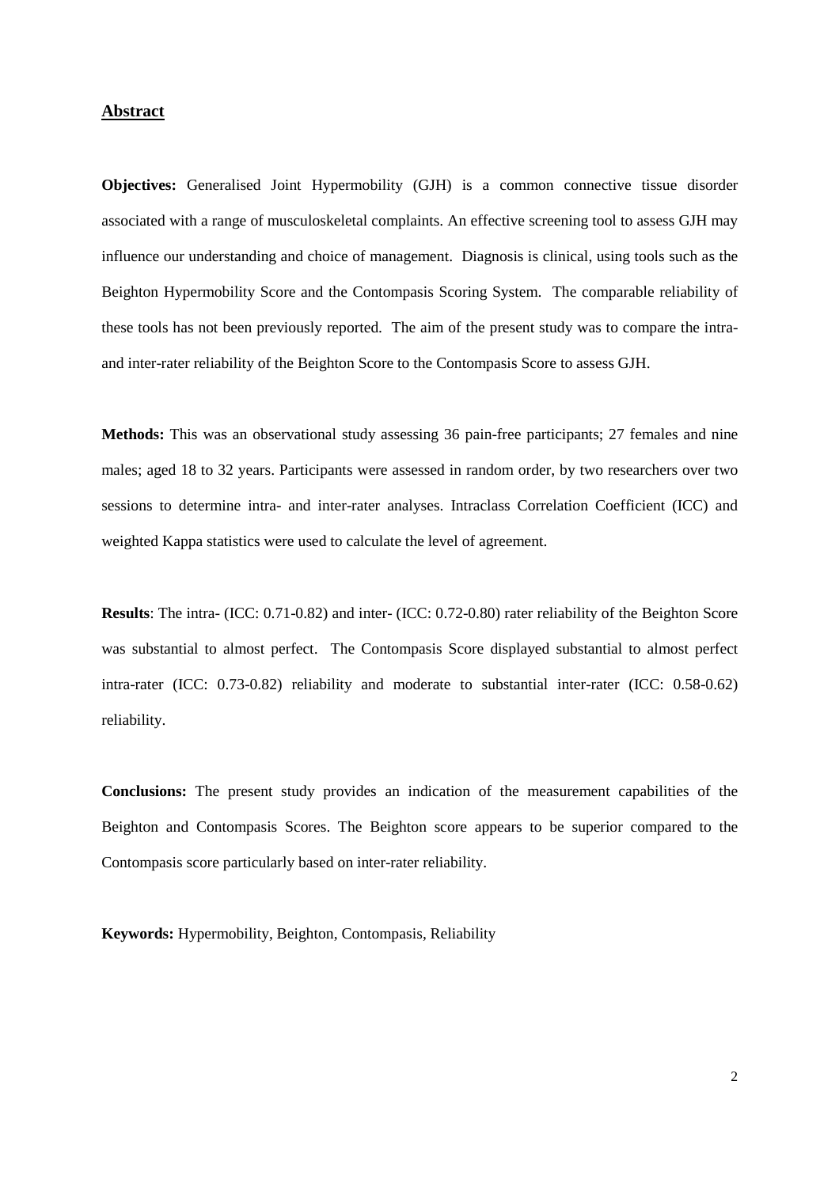## Abstract

**Objectives:** Generalised Joint Hypermobility (GJH) is a common connective tissue disorder associated with a range of musculoskeletal complaints. An effective screening tool to assess GJH may influence our understanding and choice of management. Diagnosis is clinical, using tools such as the Beighton Hypermobility Score and the Contompasis Scoring System. The comparable reliability of these tools has not been previously reported. The aim of the present study was to compare the intra- and inter-rater reliability of the Beighton Score to the Contompasis Score to assess GJH.

**Methods:** This was an observational study assessing 36 pain-free participants; 27 females and nine males; aged 18 to 32 years. Participants were assessed in random order, by two researchers over two sessions to determine intra- and inter-rater analyses. Intraclass Correlation Coefficient (ICC) and weighted Kappa statistics were used to calculate the level of agreement.

**Results**: The intra- (ICC: 0.71-0.82) and inter- (ICC: 0.72-0.80) rater reliability of the Beighton Score was substantial to almost perfect. The Contompasis Score displayed substantial to almost perfect intra-rater (ICC: 0.73-0.82) reliability and moderate to substantial inter-rater (ICC: 0.58-0.62) reliability.

**Conclusions:** The present study provides an indication of the measurement capabilities of the Beighton and Contompasis Scores. The Beighton score appears to be superior compared to the Contompasis score particularly based on inter-rater reliability.

**Keywords:** Hypermobility, Beighton, Contompasis, Reliability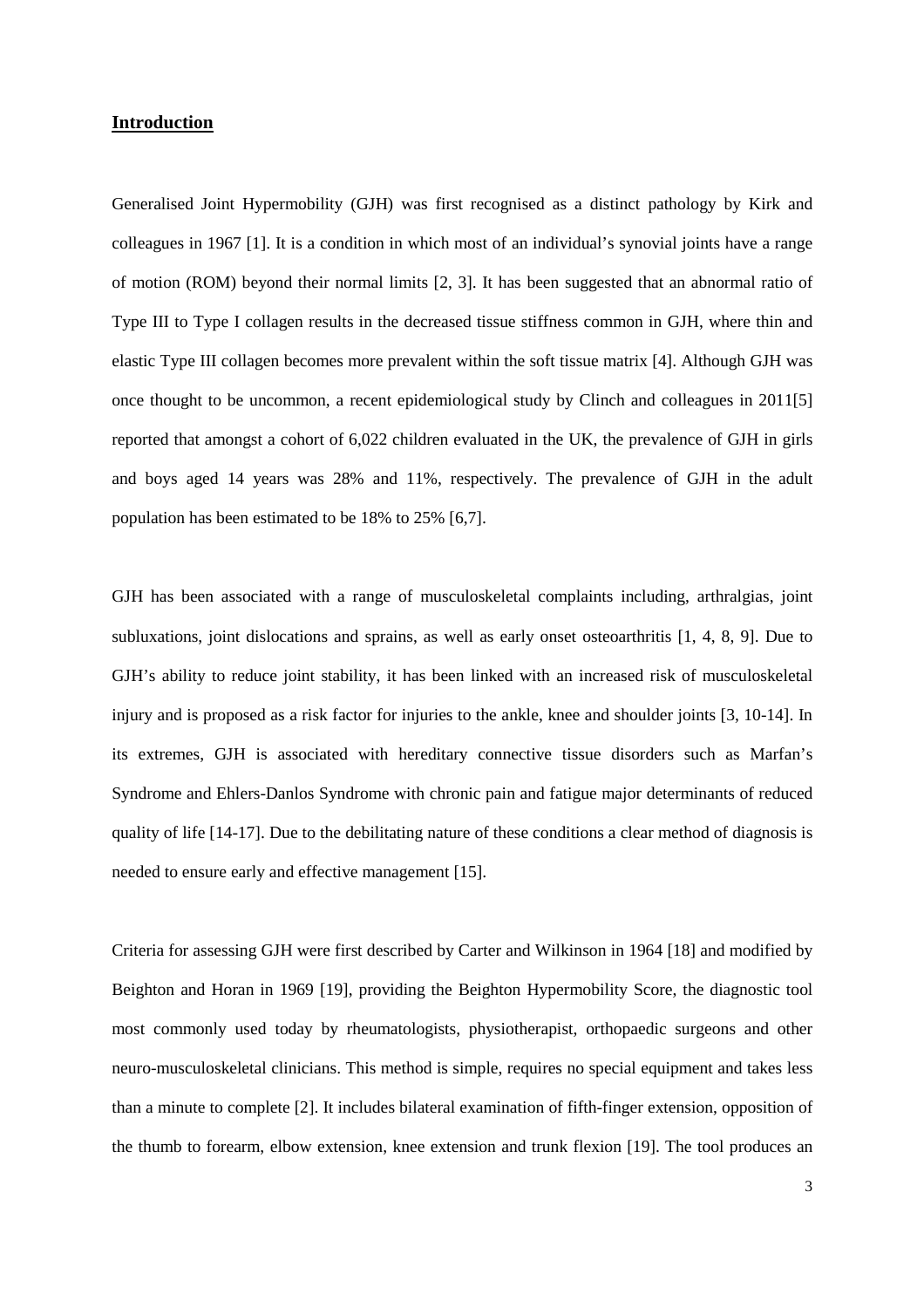## Introduction

Generalised Joint Hypermobility (GJH) was first recognised as a distinct pathology by Kirk and colleagues in 1967 [1]. It is a condition in which most of an individual's synovial joints have a range of motion (ROM) beyond their normal limits [2, 3]. It has been suggested that an abnormal ratio of Type III to Type I collagen results in the decreased tissue stiffness common in GJH, where thin and elastic Type III collagen becomes more prevalent within the soft tissue matrix [4]. Although GJH was once thought to be uncommon, a recent epidemiological study by Clinch and colleagues in 2011[5] reported that amongst a cohort of 6,022 children evaluated in the UK, the prevalence of GJH in girls and boys aged 14 years was 28% and 11%, respectively. The prevalence of GJH in the adult population has been estimated to be 18% to 25% [6,7].

GJH has been associated with a range of musculoskeletal complaints including, arthralgias, joint subluxations, joint dislocations and sprains, as well as early onset osteoarthritis [1, 4, 8, 9]. Due to GJH's ability to reduce joint stability, it has been linked with an increased risk of musculoskeletal injury and is proposed as a risk factor for injuries to the ankle, knee and shoulder joints [3, 10-14]. In its extremes, GJH is associated with hereditary connective tissue disorders such as Marfan's Syndrome and Ehlers-Danlos Syndrome with chronic pain and fatigue major determinants of reduced quality of life [14-17]. Due to the debilitating nature of these conditions a clear method of diagnosis is needed to ensure early and effective management [15].

Criteria for assessing GJH were first described by Carter and Wilkinson in 1964 [18] and modified by Beighton and Horan in 1969 [19], providing the Beighton Hypermobility Score, the diagnostic tool most commonly used today by rheumatologists, physiotherapist, orthopaedic surgeons and other neuro-musculoskeletal clinicians. This method is simple, requires no special equipment and takes less than a minute to complete [2]. It includes bilateral examination of fifth-finger extension, opposition of the thumb to forearm, elbow extension, knee extension and trunk flexion [19]. The tool produces an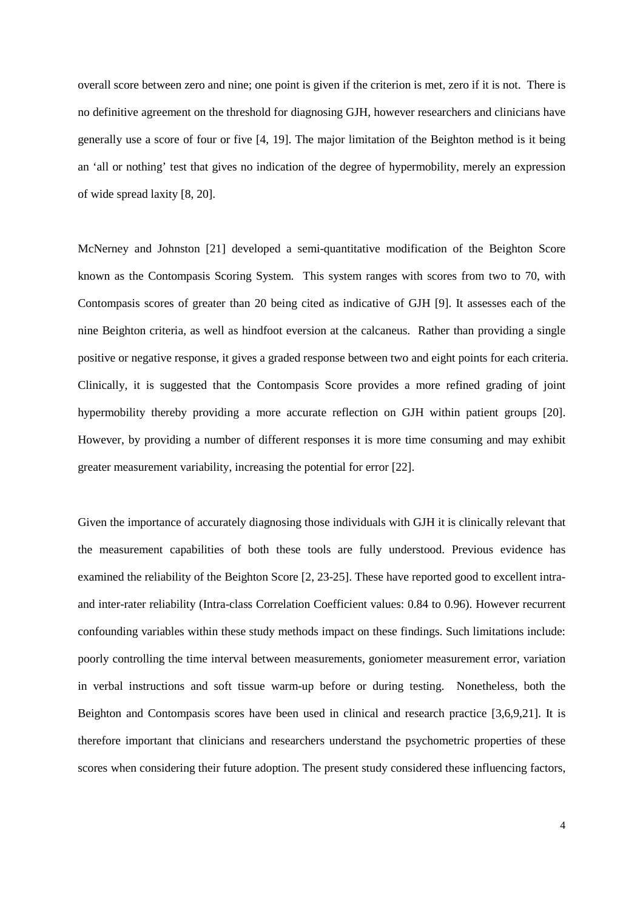overall score between zero and nine; one point is given if the criterion is met, zero if it is not. There is no definitive agreement on the threshold for diagnosing GJH, however researchers and clinicians have generally use a score of four or five [4, 19]. The major limitation of the Beighton method is it being an 'all or nothing' test that gives no indication of the degree of hypermobility, merely an expression of wide spread laxity [8, 20].

McNerney and Johnston [21] developed a semi-quantitative modification of the Beighton Score known as the Contompasis Scoring System. This system ranges with scores from two to 70, with Contompasis scores of greater than 20 being cited as indicative of GJH [9]. It assesses each of the nine Beighton criteria, as well as hindfoot eversion at the calcaneus. Rather than providing a single positive or negative response, it gives a graded response between two and eight points for each criteria. Clinically, it is suggested that the Contompasis Score provides a more refined grading of joint hypermobility thereby providing a more accurate reflection on GJH within patient groups [20]. However, by providing a number of different responses it is more time consuming and may exhibit greater measurement variability, increasing the potential for error [22].

Given the importance of accurately diagnosing those individuals with GJH it is clinically relevant that the measurement capabilities of both these tools are fully understood. Previous evidence has examined the reliability of the Beighton Score [2, 23-25]. These have reported good to excellent intra- and inter-rater reliability (Intra-class Correlation Coefficient values: 0.84 to 0.96). However recurrent confounding variables within these study methods impact on these findings. Such limitations include: poorly controlling the time interval between measurements, goniometer measurement error, variation in verbal instructions and soft tissue warm-up before or during testing. Nonetheless, both the Beighton and Contompasis scores have been used in clinical and research practice [3,6,9,21]. It is therefore important that clinicians and researchers understand the psychometric properties of these scores when considering their future adoption. The present study considered these influencing factors,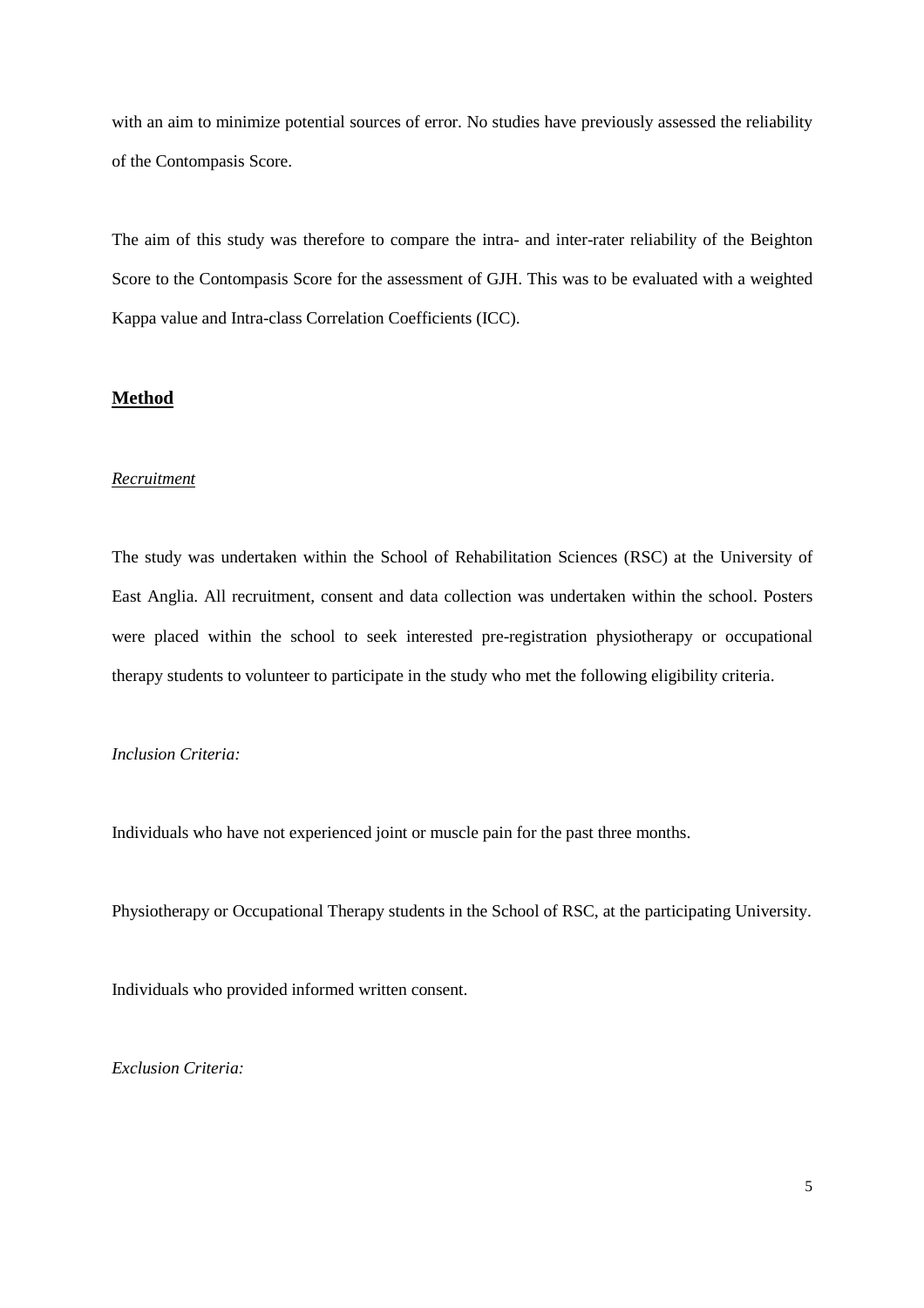with an aim to minimize potential sources of error. No studies have previously assessed the reliability of the Contompasis Score.

The aim of this study was therefore to compare the intra- and inter-rater reliability of the Beighton Score to the Contompasis Score for the assessment of GJH. This was to be evaluated with a weighted Kappa value and Intra-class Correlation Coefficients (ICC).

## Method

### *Recruitment*

The study was undertaken within the School of Rehabilitation Sciences (RSC) at the University of East Anglia. All recruitment, consent and data collection was undertaken within the school. Posters were placed within the school to seek interested pre-registration physiotherapy or occupational therapy students to volunteer to participate in the study who met the following eligibility criteria.

*Inclusion Criteria:*

Individuals who have not experienced joint or muscle pain for the past three months.

Physiotherapy or Occupational Therapy students in the School of RSC, at the participating University.

Individuals who provided informed written consent.

*Exclusion Criteria:*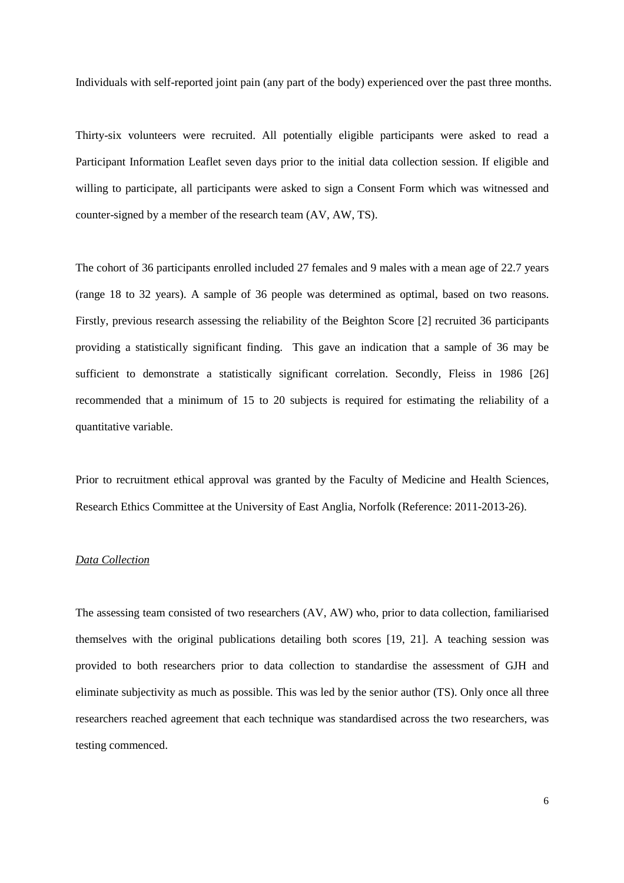Individuals with self-reported joint pain (any part of the body) experienced over the past three months.

Thirty-six volunteers were recruited. All potentially eligible participants were asked to read a Participant Information Leaflet seven days prior to the initial data collection session. If eligible and willing to participate, all participants were asked to sign a Consent Form which was witnessed and counter-signed by a member of the research team (AV, AW, TS).

The cohort of 36 participants enrolled included 27 females and 9 males with a mean age of 22.7 years (range 18 to 32 years). A sample of 36 people was determined as optimal, based on two reasons. Firstly, previous research assessing the reliability of the Beighton Score [2] recruited 36 participants providing a statistically significant finding. This gave an indication that a sample of 36 may be sufficient to demonstrate a statistically significant correlation. Secondly, Fleiss in 1986 [26] recommended that a minimum of 15 to 20 subjects is required for estimating the reliability of a quantitative variable.

Prior to recruitment ethical approval was granted by the Faculty of Medicine and Health Sciences, Research Ethics Committee at the University of East Anglia, Norfolk (Reference: 2011-2013-26).

*Data Collection*

The assessing team consisted of two researchers (AV, AW) who, prior to data collection, familiarised themselves with the original publications detailing both scores [19, 21]. A teaching session was provided to both researchers prior to data collection to standardise the assessment of GJH and eliminate subjectivity as much as possible. This was led by the senior author (TS). Only once all three researchers reached agreement that each technique was standardised across the two researchers, was testing commenced.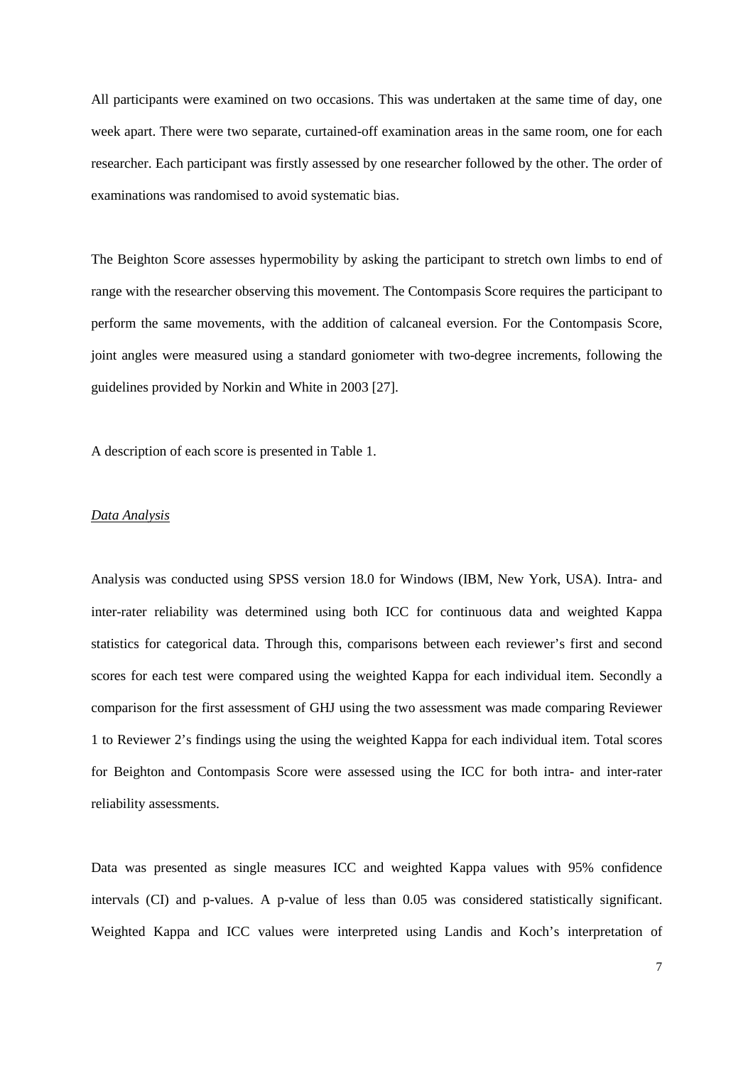All participants were examined on two occasions. This was undertaken at the same time of day, one week apart. There were two separate, curtained-off examination areas in the same room, one for each researcher. Each participant was firstly assessed by one researcher followed by the other. The order of examinations was randomised to avoid systematic bias.

The Beighton Score assesses hypermobility by asking the participant to stretch own limbs to end of range with the researcher observing this movement. The Contompasis Score requires the participant to perform the same movements, with the addition of calcaneal eversion. For the Contompasis Score, joint angles were measured using a standard goniometer with two-degree increments, following the guidelines provided by Norkin and White in 2003 [27].

A description of each score is presented in Table 1.

*Data Analysis*

Analysis was conducted using SPSS version 18.0 for Windows (IBM, New York, USA). Intra- and inter-rater reliability was determined using both ICC for continuous data and weighted Kappa statistics for categorical data. Through this, comparisons between each reviewer's first and second scores for each test were compared using the weighted Kappa for each individual item. Secondly a comparison for the first assessment of GHJ using the two assessment was made comparing Reviewer 1 to Reviewer 2's findings using the using the weighted Kappa for each individual item. Total scores for Beighton and Contompasis Score were assessed using the ICC for both intra- and inter-rater reliability assessments.

Data was presented as single measures ICC and weighted Kappa values with 95% confidence intervals (CI) and p-values. A p-value of less than 0.05 was considered statistically significant. Weighted Kappa and ICC values were interpreted using Landis and Koch's interpretation of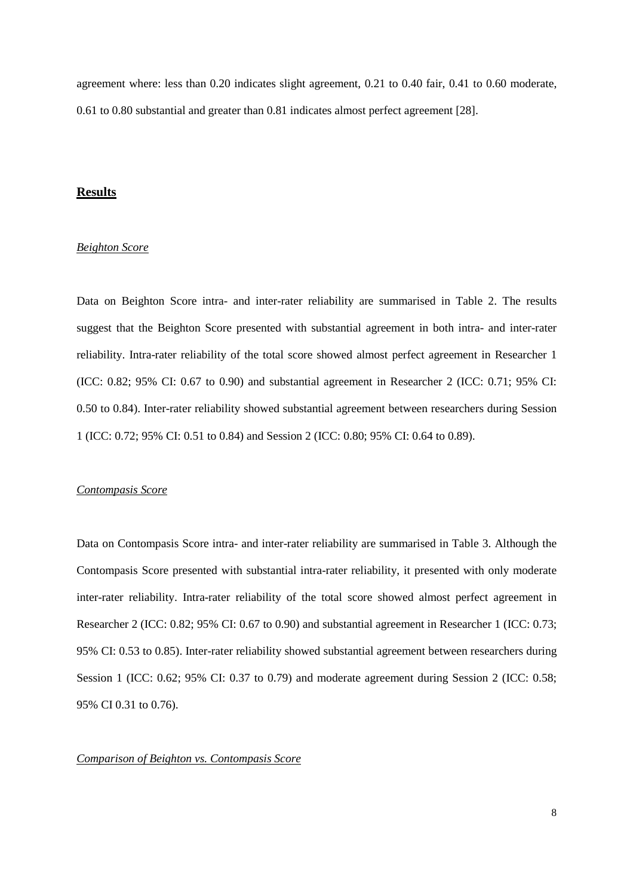agreement where: less than 0.20 indicates slight agreement, 0.21 to 0.40 fair, 0.41 to 0.60 moderate, 0.61 to 0.80 substantial and greater than 0.81 indicates almost perfect agreement [28].

## Results

### *Beighton Score*

Data on Beighton Score intra- and inter-rater reliability are summarised in Table 2. The results suggest that the Beighton Score presented with substantial agreement in both intra- and inter-rater reliability. Intra-rater reliability of the total score showed almost perfect agreement in Researcher 1 (ICC: 0.82; 95% CI: 0.67 to 0.90) and substantial agreement in Researcher 2 (ICC: 0.71; 95% CI: 0.50 to 0.84). Inter-rater reliability showed substantial agreement between researchers during Session 1 (ICC: 0.72; 95% CI: 0.51 to 0.84) and Session 2 (ICC: 0.80; 95% CI: 0.64 to 0.89).

### *Contompasis Score*

Data on Contompasis Score intra- and inter-rater reliability are summarised in Table 3. Although the Contompasis Score presented with substantial intra-rater reliability, it presented with only moderate inter-rater reliability. Intra-rater reliability of the total score showed almost perfect agreement in Researcher 2 (ICC: 0.82; 95% CI: 0.67 to 0.90) and substantial agreement in Researcher 1 (ICC: 0.73; 95% CI: 0.53 to 0.85). Inter-rater reliability showed substantial agreement between researchers during Session 1 (ICC: 0.62; 95% CI: 0.37 to 0.79) and moderate agreement during Session 2 (ICC: 0.58; 95% CI 0.31 to 0.76).

### *Comparison of Beighton vs. Contompasis Score*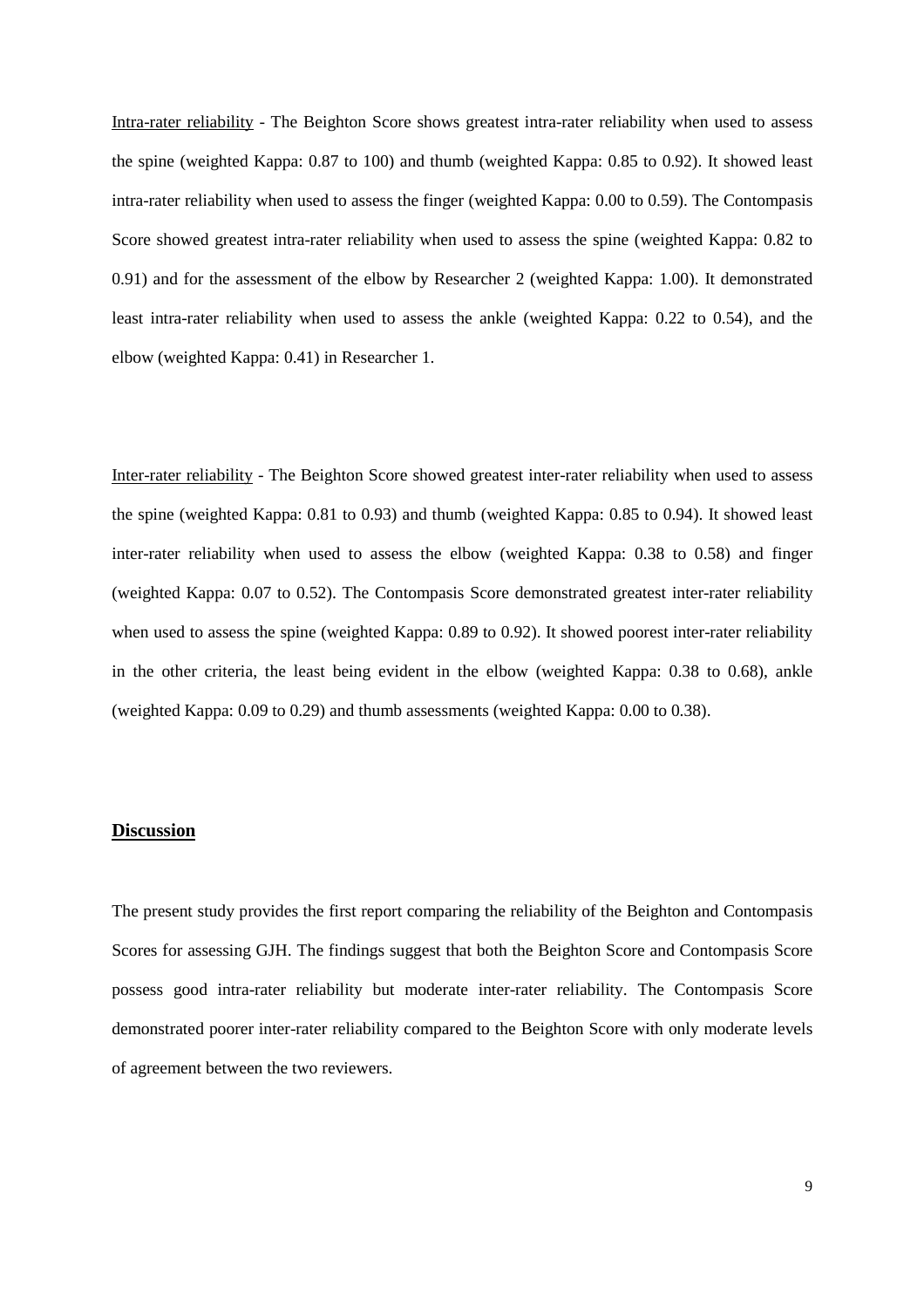Intra-rater reliability - The Beighton Score shows greatest intra-rater reliability when used to assess the spine (weighted Kappa: 0.87 to 100) and thumb (weighted Kappa: 0.85 to 0.92). It showed least intra-rater reliability when used to assess the finger (weighted Kappa: 0.00 to 0.59). The Contompasis Score showed greatest intra-rater reliability when used to assess the spine (weighted Kappa: 0.82 to 0.91) and for the assessment of the elbow by Researcher 2 (weighted Kappa: 1.00). It demonstrated least intra-rater reliability when used to assess the ankle (weighted Kappa: 0.22 to 0.54), and the elbow (weighted Kappa: 0.41) in Researcher 1.

Inter-rater reliability - The Beighton Score showed greatest inter-rater reliability when used to assess the spine (weighted Kappa: 0.81 to 0.93) and thumb (weighted Kappa: 0.85 to 0.94). It showed least inter-rater reliability when used to assess the elbow (weighted Kappa: 0.38 to 0.58) and finger (weighted Kappa: 0.07 to 0.52). The Contompasis Score demonstrated greatest inter-rater reliability when used to assess the spine (weighted Kappa: 0.89 to 0.92). It showed poorest inter-rater reliability in the other criteria, the least being evident in the elbow (weighted Kappa: 0.38 to 0.68), ankle (weighted Kappa: 0.09 to 0.29) and thumb assessments (weighted Kappa: 0.00 to 0.38).

## Discussion

The present study provides the first report comparing the reliability of the Beighton and Contompasis Scores for assessing GJH. The findings suggest that both the Beighton Score and Contompasis Score possess good intra-rater reliability but moderate inter-rater reliability. The Contompasis Score demonstrated poorer inter-rater reliability compared to the Beighton Score with only moderate levels of agreement between the two reviewers.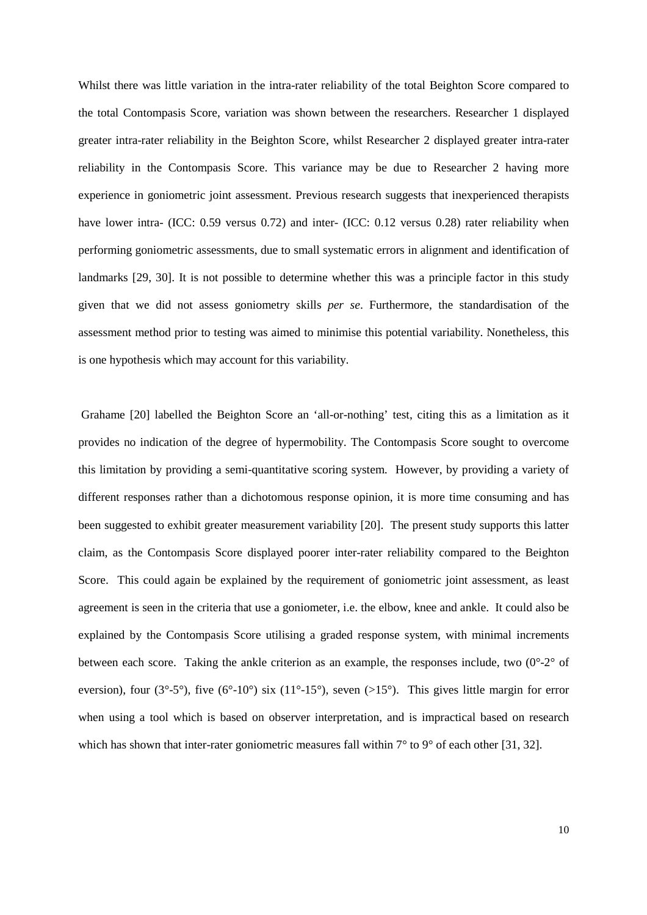Whilst there was little variation in the intra-rater reliability of the total Beighton Score compared to the total Contompasis Score, variation was shown between the researchers. Researcher 1 displayed greater intra-rater reliability in the Beighton Score, whilst Researcher 2 displayed greater intra-rater reliability in the Contompasis Score. This variance may be due to Researcher 2 having more experience in goniometric joint assessment. Previous research suggests that inexperienced therapists have lower intra- (ICC: 0.59 versus 0.72) and inter- (ICC: 0.12 versus 0.28) rater reliability when performing goniometric assessments, due to small systematic errors in alignment and identification of landmarks [29, 30]. It is not possible to determine whether this was a principle factor in this study given that we did not assess goniometry skills *per se*. Furthermore, the standardisation of the assessment method prior to testing was aimed to minimise this potential variability. Nonetheless, this is one hypothesis which may account for this variability.

Grahame [20] labelled the Beighton Score an 'all-or-nothing' test, citing this as a limitation as it provides no indication of the degree of hypermobility. The Contompasis Score sought to overcome this limitation by providing a semi-quantitative scoring system. However, by providing a variety of different responses rather than a dichotomous response opinion, it is more time consuming and has been suggested to exhibit greater measurement variability [20]. The present study supports this latter claim, as the Contompasis Score displayed poorer inter-rater reliability compared to the Beighton Score. This could again be explained by the requirement of goniometric joint assessment, as least agreement is seen in the criteria that use a goniometer, i.e. the elbow, knee and ankle. It could also be explained by the Contompasis Score utilising a graded response system, with minimal increments between each score. Taking the ankle criterion as an example, the responses include, two (0°-2° of eversion), four (3°-5°), five (6°-10°) six (11°-15°), seven (>15°). This gives little margin for error when using a tool which is based on observer interpretation, and is impractical based on research which has shown that inter-rater goniometric measures fall within 7° to 9° of each other [31, 32].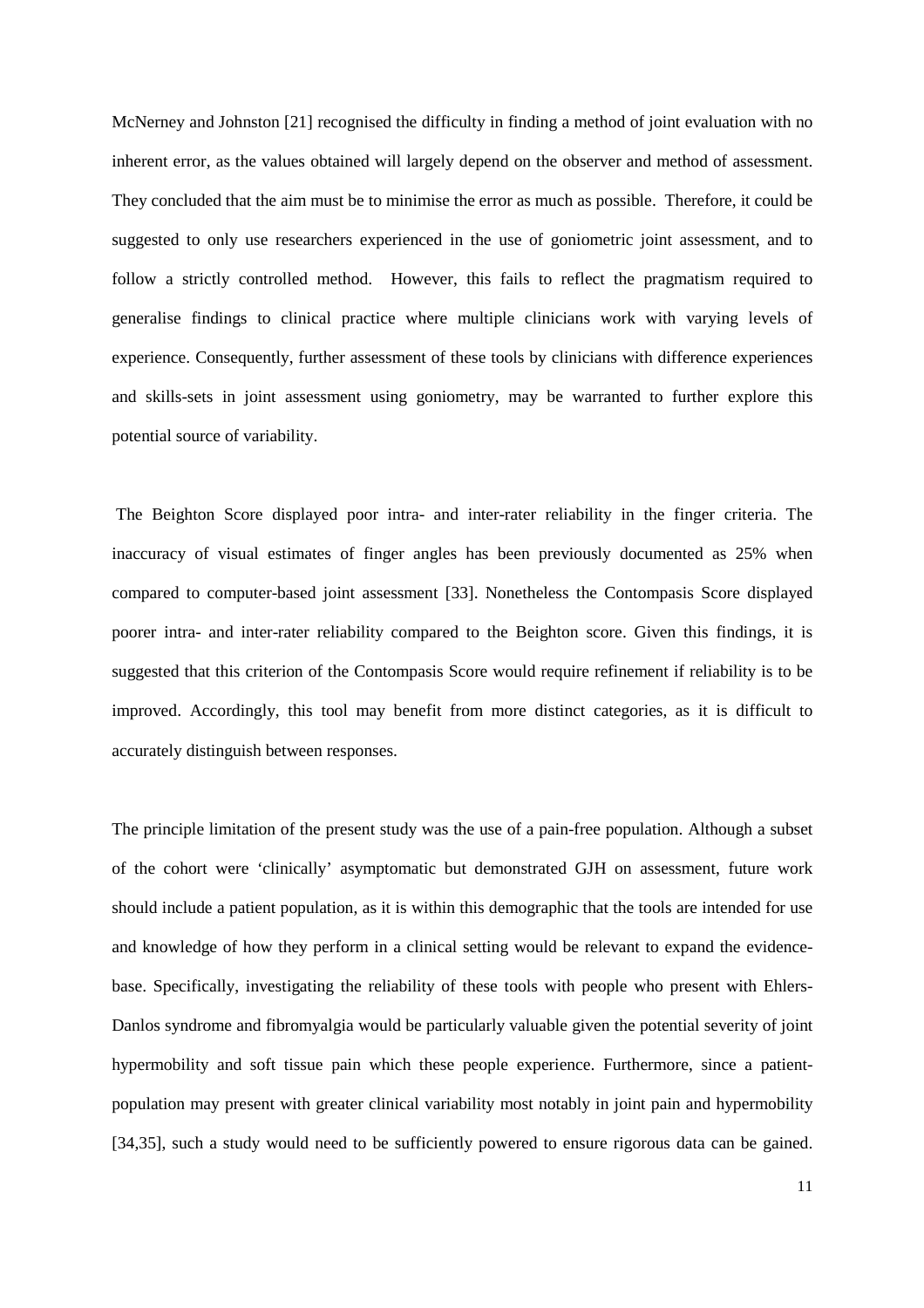McNerney and Johnston [21] recognised the difficulty in finding a method of joint evaluation with no inherent error, as the values obtained will largely depend on the observer and method of assessment. They concluded that the aim must be to minimise the error as much as possible. Therefore, it could be suggested to only use researchers experienced in the use of goniometric joint assessment, and to follow a strictly controlled method. However, this fails to reflect the pragmatism required to generalise findings to clinical practice where multiple clinicians work with varying levels of experience. Consequently, further assessment of these tools by clinicians with difference experiences and skills-sets in joint assessment using goniometry, may be warranted to further explore this potential source of variability.

The Beighton Score displayed poor intra- and inter-rater reliability in the finger criteria. The inaccuracy of visual estimates of finger angles has been previously documented as 25% when compared to computer-based joint assessment [33]. Nonetheless the Contompasis Score displayed poorer intra- and inter-rater reliability compared to the Beighton score. Given this findings, it is suggested that this criterion of the Contompasis Score would require refinement if reliability is to be improved. Accordingly, this tool may benefit from more distinct categories, as it is difficult to accurately distinguish between responses.

The principle limitation of the present study was the use of a pain-free population. Although a subset of the cohort were 'clinically' asymptomatic but demonstrated GJH on assessment, future work should include a patient population, as it is within this demographic that the tools are intended for use and knowledge of how they perform in a clinical setting would be relevant to expand the evidence-base. Specifically, investigating the reliability of these tools with people who present with Ehlers-Danlos syndrome and fibromyalgia would be particularly valuable given the potential severity of joint hypermobility and soft tissue pain which these people experience. Furthermore, since a patient-population may present with greater clinical variability most notably in joint pain and hypermobility [34,35], such a study would need to be sufficiently powered to ensure rigorous data can be gained.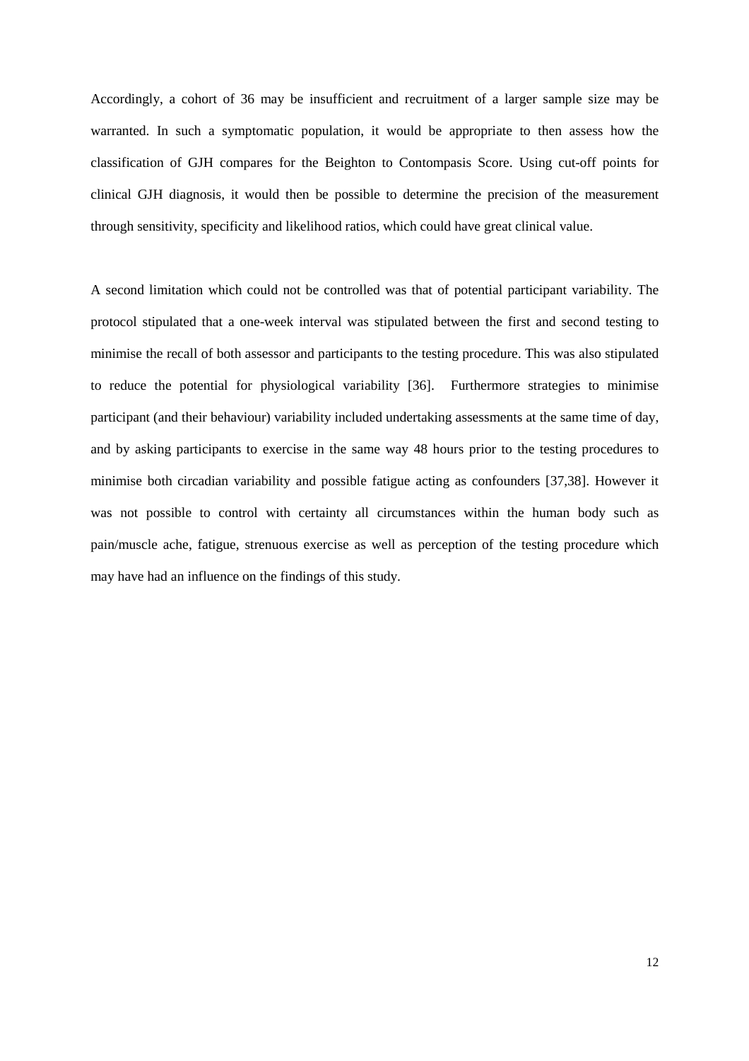Accordingly, a cohort of 36 may be insufficient and recruitment of a larger sample size may be warranted. In such a symptomatic population, it would be appropriate to then assess how the classification of GJH compares for the Beighton to Contompasis Score. Using cut-off points for clinical GJH diagnosis, it would then be possible to determine the precision of the measurement through sensitivity, specificity and likelihood ratios, which could have great clinical value.

A second limitation which could not be controlled was that of potential participant variability. The protocol stipulated that a one-week interval was stipulated between the first and second testing to minimise the recall of both assessor and participants to the testing procedure. This was also stipulated to reduce the potential for physiological variability [36]. Furthermore strategies to minimise participant (and their behaviour) variability included undertaking assessments at the same time of day, and by asking participants to exercise in the same way 48 hours prior to the testing procedures to minimise both circadian variability and possible fatigue acting as confounders [37,38]. However it was not possible to control with certainty all circumstances within the human body such as pain/muscle ache, fatigue, strenuous exercise as well as perception of the testing procedure which may have had an influence on the findings of this study.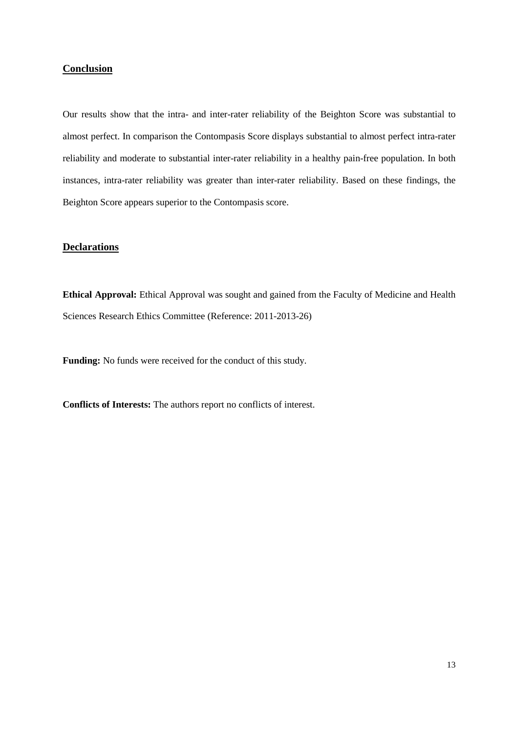## Conclusion

Our results show that the intra- and inter-rater reliability of the Beighton Score was substantial to almost perfect. In comparison the Contompasis Score displays substantial to almost perfect intra-rater reliability and moderate to substantial inter-rater reliability in a healthy pain-free population. In both instances, intra-rater reliability was greater than inter-rater reliability. Based on these findings, the Beighton Score appears superior to the Contompasis score.

## Declarations

**Ethical Approval:** Ethical Approval was sought and gained from the Faculty of Medicine and Health Sciences Research Ethics Committee (Reference: 2011-2013-26)

**Funding:** No funds were received for the conduct of this study.

**Conflicts of Interests:** The authors report no conflicts of interest.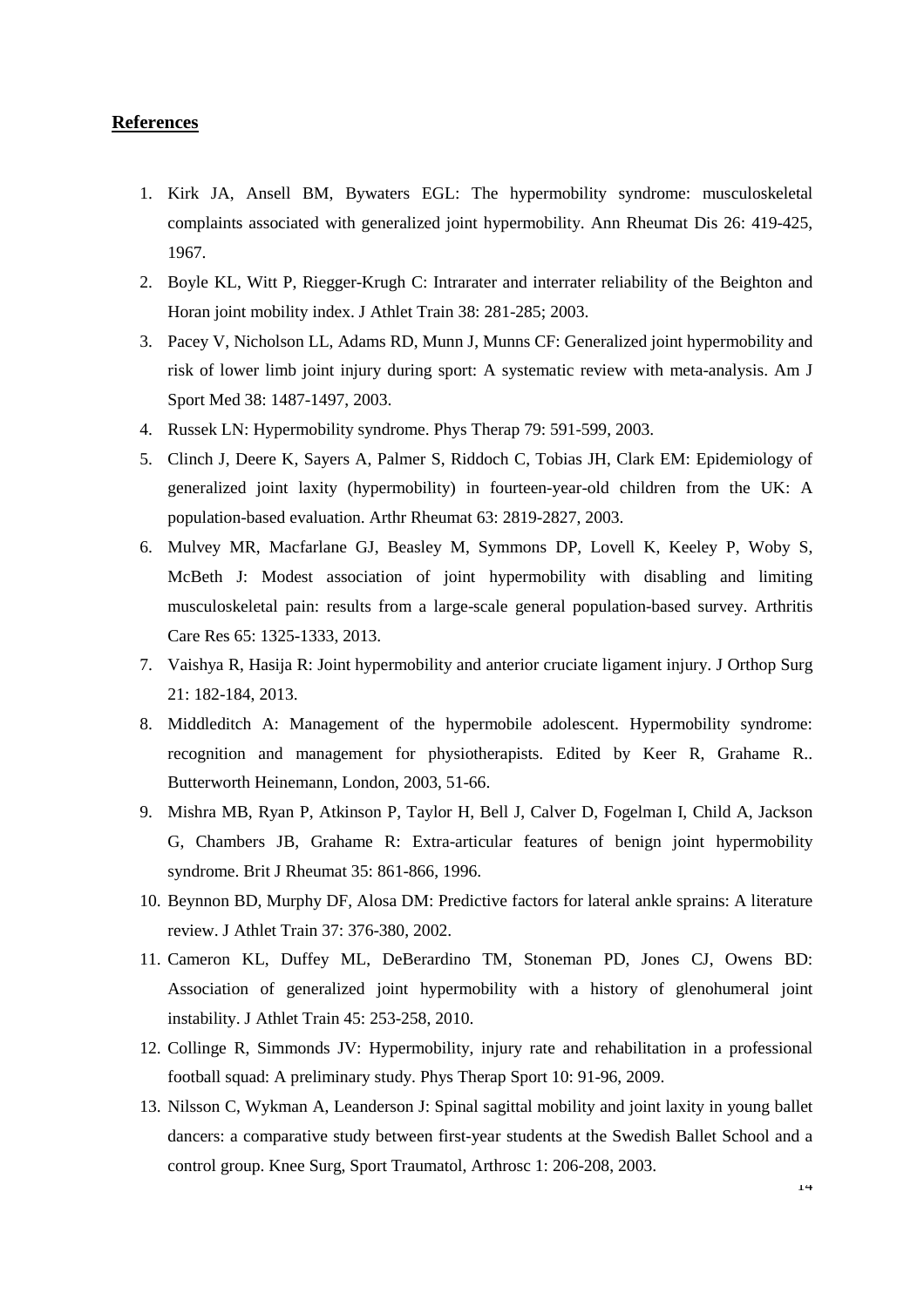## References

1. Kirk JA, Ansell BM, Bywaters EGL: The hypermobility syndrome: musculoskeletal complaints associated with generalized joint hypermobility. Ann Rheumat Dis 26: 419-425, 1967.
2. Boyle KL, Witt P, Riegger-Krugh C: Intrarater and interrater reliability of the Beighton and Horan joint mobility index. J Athlet Train 38: 281-285; 2003.
3. Pacey V, Nicholson LL, Adams RD, Munn J, Munns CF: Generalized joint hypermobility and risk of lower limb joint injury during sport: A systematic review with meta-analysis. Am J Sport Med 38: 1487-1497, 2003.
4. Russek LN: Hypermobility syndrome. Phys Therap 79: 591-599, 2003.
5. Clinch J, Deere K, Sayers A, Palmer S, Riddoch C, Tobias JH, Clark EM: Epidemiology of generalized joint laxity (hypermobility) in fourteen-year-old children from the UK: A population-based evaluation. Arthr Rheumat 63: 2819-2827, 2003.
6. Mulvey MR, Macfarlane GJ, Beasley M, Symmons DP, Lovell K, Keeley P, Woby S, McBeth J: Modest association of joint hypermobility with disabling and limiting musculoskeletal pain: results from a large-scale general population-based survey. Arthritis Care Res 65: 1325-1333, 2013.
7. Vaishya R, Hasija R: Joint hypermobility and anterior cruciate ligament injury. J Orthop Surg 21: 182-184, 2013.
8. Middleditch A: Management of the hypermobile adolescent. Hypermobility syndrome: recognition and management for physiotherapists. Edited by Keer R, Grahame R.. Butterworth Heinemann, London, 2003, 51-66.
9. Mishra MB, Ryan P, Atkinson P, Taylor H, Bell J, Calver D, Fogelman I, Child A, Jackson G, Chambers JB, Grahame R: Extra-articular features of benign joint hypermobility syndrome. Brit J Rheumat 35: 861-866, 1996.
10. Beynnon BD, Murphy DF, Alosa DM: Predictive factors for lateral ankle sprains: A literature review. J Athlet Train 37: 376-380, 2002.
11. Cameron KL, Duffey ML, DeBerardino TM, Stoneman PD, Jones CJ, Owens BD: Association of generalized joint hypermobility with a history of glenohumeral joint instability. J Athlet Train 45: 253-258, 2010.
12. Collinge R, Simmonds JV: Hypermobility, injury rate and rehabilitation in a professional football squad: A preliminary study. Phys Therap Sport 10: 91-96, 2009.
13. Nilsson C, Wykman A, Leanderson J: Spinal sagittal mobility and joint laxity in young ballet dancers: a comparative study between first-year students at the Swedish Ballet School and a control group. Knee Surg, Sport Traumatol, Arthrosc 1: 206-208, 2003.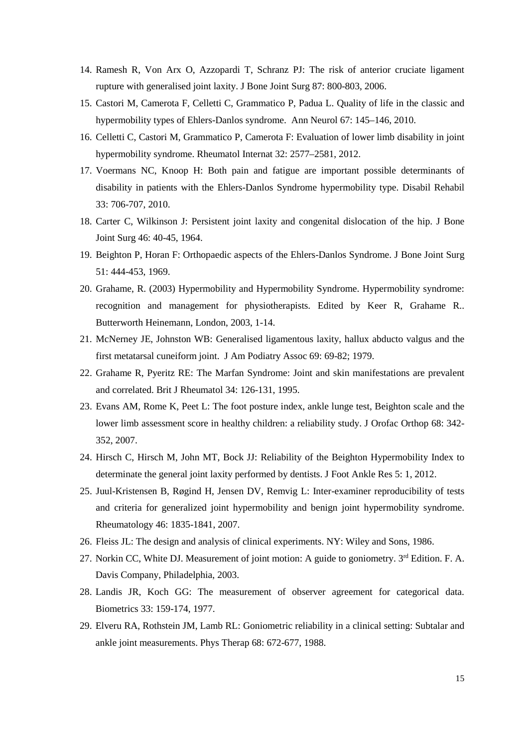14. Ramesh R, Von Arx O, Azzopardi T, Schranz PJ: The risk of anterior cruciate ligament rupture with generalised joint laxity. J Bone Joint Surg 87: 800-803, 2006.
15. Castori M, Camerota F, Celletti C, Grammatico P, Padua L. Quality of life in the classic and hypermobility types of Ehlers-Danlos syndrome. Ann Neurol 67: 145–146, 2010.
16. Celletti C, Castori M, Grammatico P, Camerota F: Evaluation of lower limb disability in joint hypermobility syndrome. Rheumatol Internat 32: 2577–2581, 2012.
17. Voermans NC, Knoop H: Both pain and fatigue are important possible determinants of disability in patients with the Ehlers-Danlos Syndrome hypermobility type. Disabil Rehabil 33: 706-707, 2010.
18. Carter C, Wilkinson J: Persistent joint laxity and congenital dislocation of the hip. J Bone Joint Surg 46: 40-45, 1964.
19. Beighton P, Horan F: Orthopaedic aspects of the Ehlers-Danlos Syndrome. J Bone Joint Surg 51: 444-453, 1969.
20. Grahame, R. (2003) Hypermobility and Hypermobility Syndrome. Hypermobility syndrome: recognition and management for physiotherapists. Edited by Keer R, Grahame R.. Butterworth Heinemann, London, 2003, 1-14.
21. McNerney JE, Johnston WB: Generalised ligamentous laxity, hallux abducto valgus and the first metatarsal cuneiform joint. J Am Podiatry Assoc 69: 69-82; 1979.
22. Grahame R, Pyeritz RE: The Marfan Syndrome: Joint and skin manifestations are prevalent and correlated. Brit J Rheumatol 34: 126-131, 1995.
23. Evans AM, Rome K, Peet L: The foot posture index, ankle lunge test, Beighton scale and the lower limb assessment score in healthy children: a reliability study. J Orofac Orthop 68: 342-352, 2007.
24. Hirsch C, Hirsch M, John MT, Bock JJ: Reliability of the Beighton Hypermobility Index to determinate the general joint laxity performed by dentists. J Foot Ankle Res 5: 1, 2012.
25. Juul-Kristensen B, Røgind H, Jensen DV, Remvig L: Inter-examiner reproducibility of tests and criteria for generalized joint hypermobility and benign joint hypermobility syndrome. Rheumatology 46: 1835-1841, 2007.
26. Fleiss JL: The design and analysis of clinical experiments. NY: Wiley and Sons, 1986.
27. Norkin CC, White DJ. Measurement of joint motion: A guide to goniometry. 3rd Edition. F. A. Davis Company, Philadelphia, 2003.
28. Landis JR, Koch GG: The measurement of observer agreement for categorical data. Biometrics 33: 159-174, 1977.
29. Elveru RA, Rothstein JM, Lamb RL: Goniometric reliability in a clinical setting: Subtalar and ankle joint measurements. Phys Therap 68: 672-677, 1988.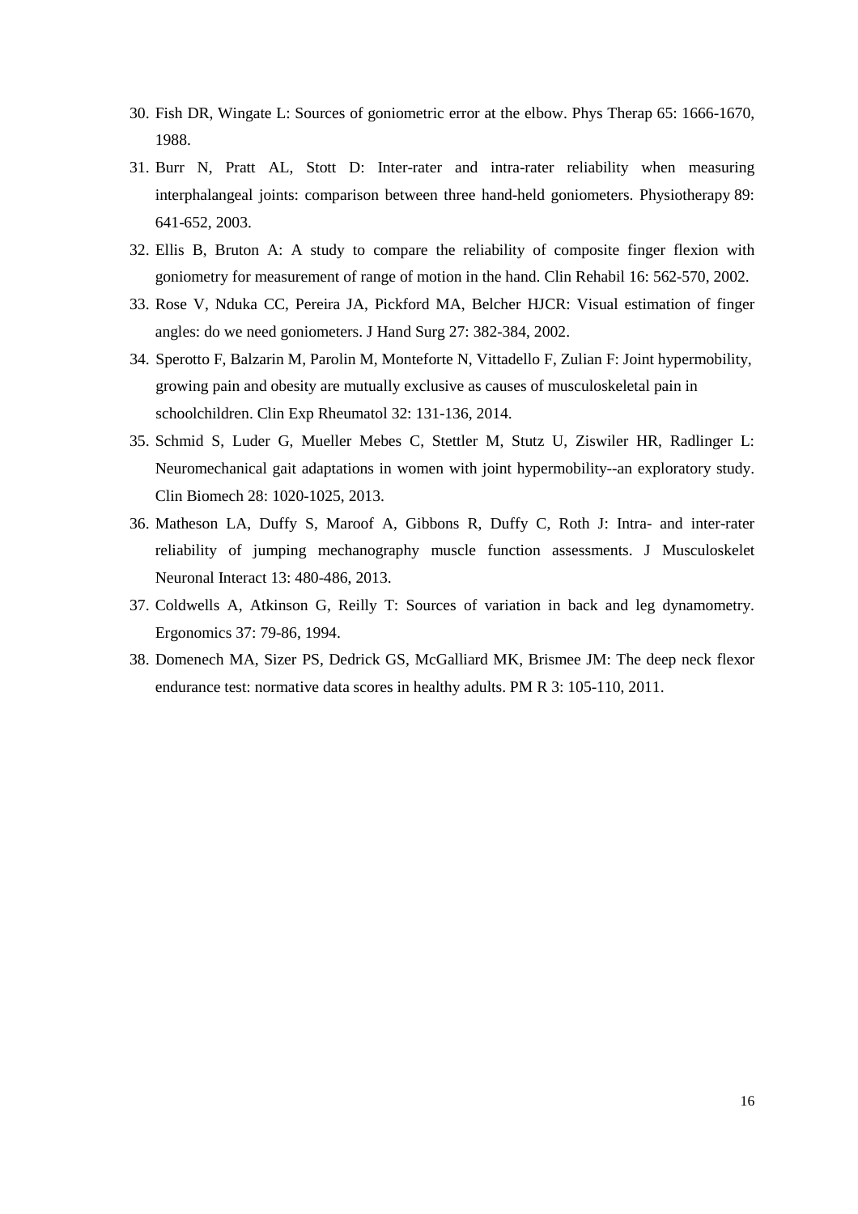30. Fish DR, Wingate L: Sources of goniometric error at the elbow. Phys Therap 65: 1666-1670, 1988.
31. Burr N, Pratt AL, Stott D: Inter-rater and intra-rater reliability when measuring interphalangeal joints: comparison between three hand-held goniometers. Physiotherapy 89: 641-652, 2003.
32. Ellis B, Bruton A: A study to compare the reliability of composite finger flexion with goniometry for measurement of range of motion in the hand. Clin Rehabil 16: 562-570, 2002.
33. Rose V, Nduka CC, Pereira JA, Pickford MA, Belcher HJCR: Visual estimation of finger angles: do we need goniometers. J Hand Surg 27: 382-384, 2002.
34. Sperotto F, Balzarin M, Parolin M, Monteforte N, Vittadello F, Zulian F: Joint hypermobility, growing pain and obesity are mutually exclusive as causes of musculoskeletal pain in schoolchildren. Clin Exp Rheumatol 32: 131-136, 2014.
35. Schmid S, Luder G, Mueller Mebes C, Stettler M, Stutz U, Ziswiler HR, Radlinger L: Neuromechanical gait adaptations in women with joint hypermobility--an exploratory study. Clin Biomech 28: 1020-1025, 2013.
36. Matheson LA, Duffy S, Maroof A, Gibbons R, Duffy C, Roth J: Intra- and inter-rater reliability of jumping mechanography muscle function assessments. J Musculoskelet Neuronal Interact 13: 480-486, 2013.
37. Coldwells A, Atkinson G, Reilly T: Sources of variation in back and leg dynamometry. Ergonomics 37: 79-86, 1994.
38. Domenech MA, Sizer PS, Dedrick GS, McGalliard MK, Brismee JM: The deep neck flexor endurance test: normative data scores in healthy adults. PM R 3: 105-110, 2011.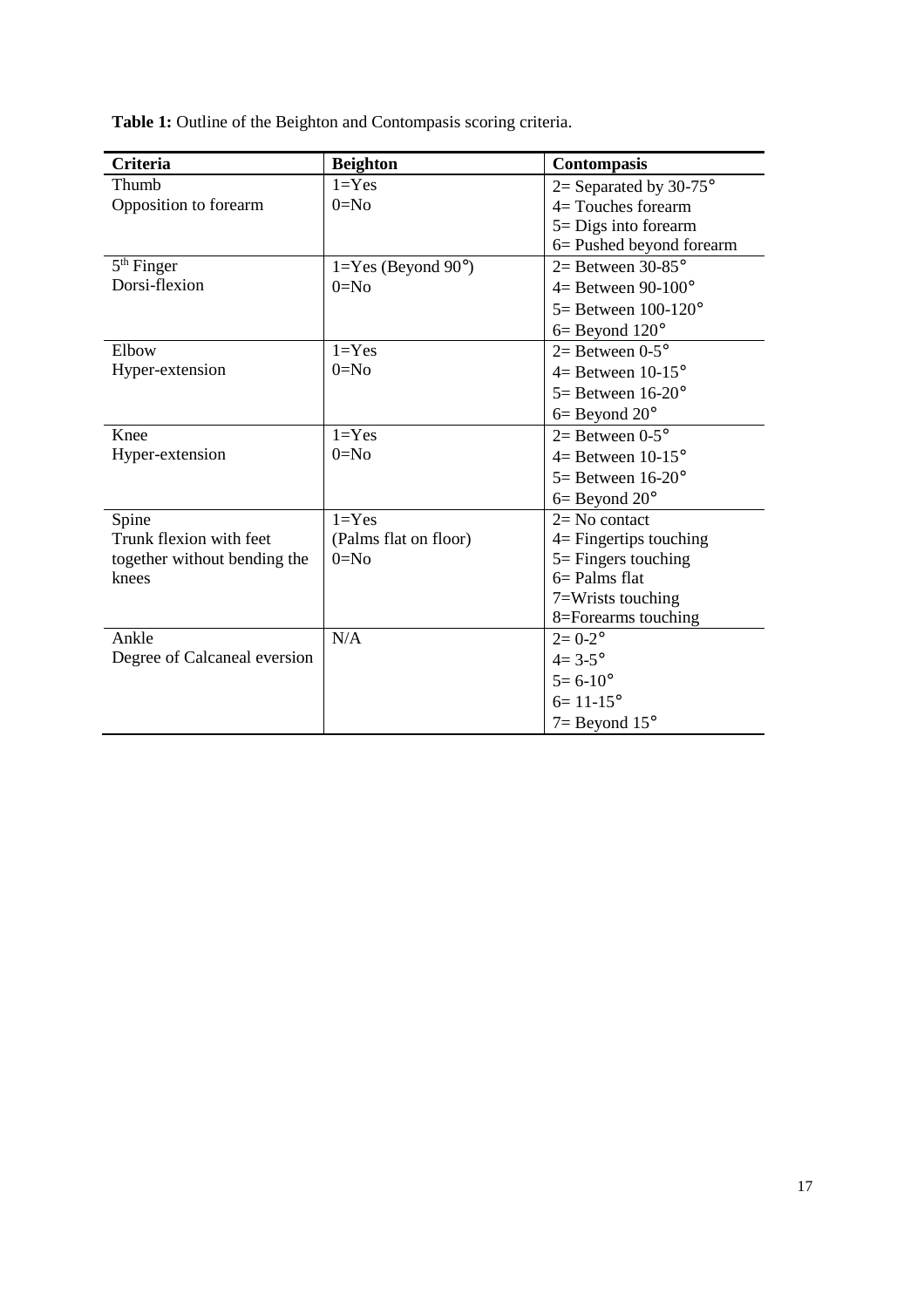**Table 1:** Outline of the Beighton and Contompasis scoring criteria.

| Criteria | Beighton | Contompasis |
| --- | --- | --- |
| Thumb<br>Opposition to forearm | 1=Yes<br>0=No | 2= Separated by 30-75°<br>4= Touches forearm<br>5= Digs into forearm<br>6= Pushed beyond forearm |
| 5th Finger<br>Dorsi-flexion | 1=Yes (Beyond 90°)<br>0=No | 2= Between 30-85°<br>4= Between 90-100°<br>5= Between 100-120°<br>6= Beyond 120° |
| Elbow<br>Hyper-extension | 1=Yes<br>0=No | 2= Between 0-5°<br>4= Between 10-15°<br>5= Between 16-20°<br>6= Beyond 20° |
| Knee<br>Hyper-extension | 1=Yes<br>0=No | 2= Between 0-5°<br>4= Between 10-15°<br>5= Between 16-20°<br>6= Beyond 20° |
| Spine<br>Trunk flexion with feet together without bending the knees | 1=Yes<br>(Palms flat on floor)<br>0=No | 2= No contact<br>4= Fingertips touching<br>5= Fingers touching<br>6= Palms flat<br>7=Wrists touching<br>8=Forearms touching |
| Ankle<br>Degree of Calcaneal eversion | N/A | 2= 0-2°<br>4= 3-5°<br>5= 6-10°<br>6= 11-15°<br>7= Beyond 15° |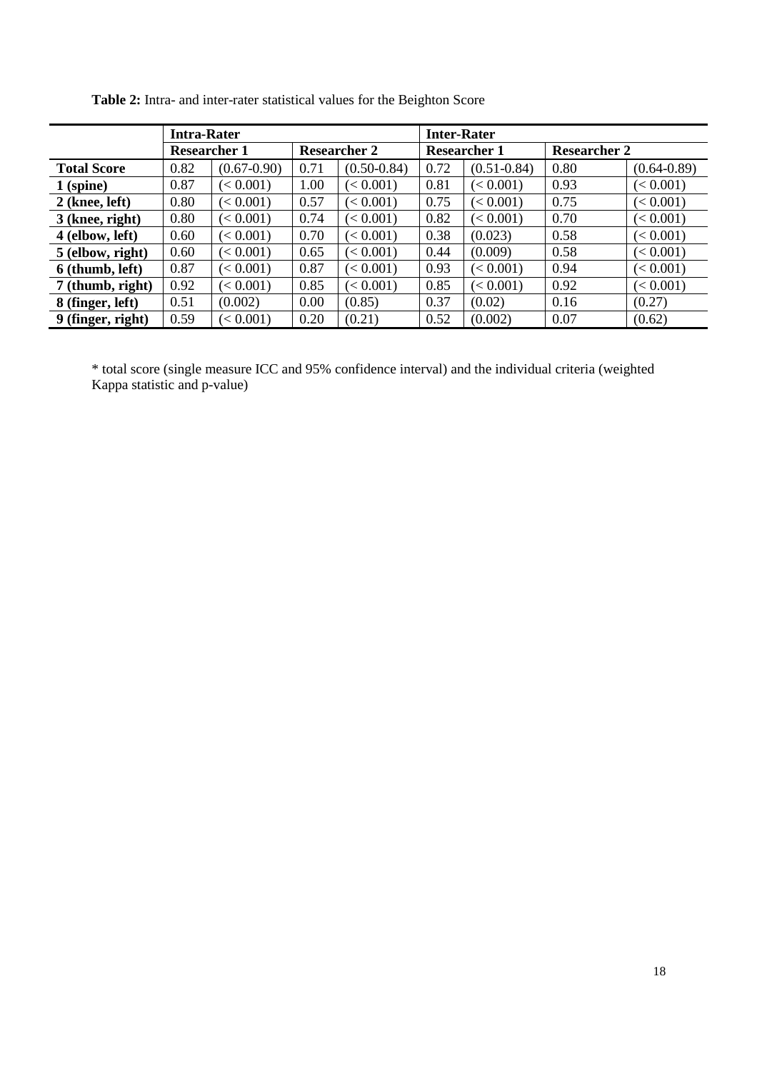**Table 2:** Intra- and inter-rater statistical values for the Beighton Score

| | Intra-Rater | | | | Inter-Rater | | | |
|---|---|---|---|---|---|---|---|---|
| | Researcher 1 | | Researcher 2 | | Researcher 1 | | Researcher 2 | |
| **Total Score** | 0.82 | (0.67-0.90) | 0.71 | (0.50-0.84) | 0.72 | (0.51-0.84) | 0.80 | (0.64-0.89) |
| **1 (spine)** | 0.87 | (< 0.001) | 1.00 | (< 0.001) | 0.81 | (< 0.001) | 0.93 | (< 0.001) |
| **2 (knee, left)** | 0.80 | (< 0.001) | 0.57 | (< 0.001) | 0.75 | (< 0.001) | 0.75 | (< 0.001) |
| **3 (knee, right)** | 0.80 | (< 0.001) | 0.74 | (< 0.001) | 0.82 | (< 0.001) | 0.70 | (< 0.001) |
| **4 (elbow, left)** | 0.60 | (< 0.001) | 0.70 | (< 0.001) | 0.38 | (0.023) | 0.58 | (< 0.001) |
| **5 (elbow, right)** | 0.60 | (< 0.001) | 0.65 | (< 0.001) | 0.44 | (0.009) | 0.58 | (< 0.001) |
| **6 (thumb, left)** | 0.87 | (< 0.001) | 0.87 | (< 0.001) | 0.93 | (< 0.001) | 0.94 | (< 0.001) |
| **7 (thumb, right)** | 0.92 | (< 0.001) | 0.85 | (< 0.001) | 0.85 | (< 0.001) | 0.92 | (< 0.001) |
| **8 (finger, left)** | 0.51 | (0.002) | 0.00 | (0.85) | 0.37 | (0.02) | 0.16 | (0.27) |
| **9 (finger, right)** | 0.59 | (< 0.001) | 0.20 | (0.21) | 0.52 | (0.002) | 0.07 | (0.62) |

* total score (single measure ICC and 95% confidence interval) and the individual criteria (weighted Kappa statistic and p-value)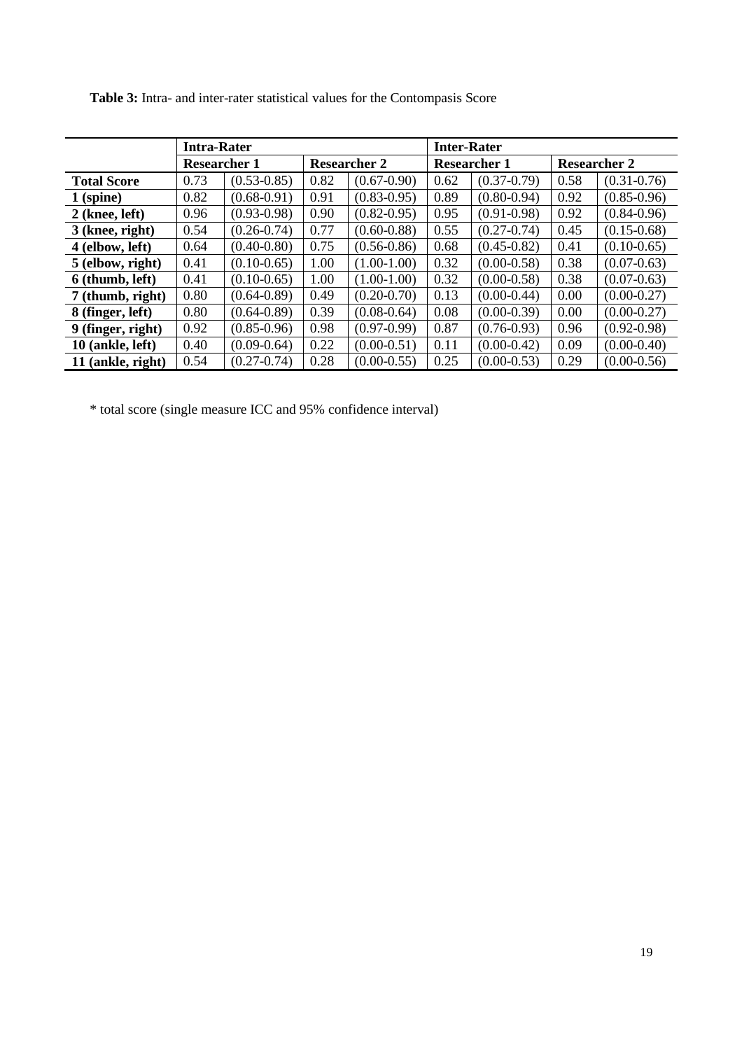**Table 3:** Intra- and inter-rater statistical values for the Contompasis Score

| | Intra-Rater | | | | Inter-Rater | | | |
|---|---|---|---|---|---|---|---|---|
| | Researcher 1 | | Researcher 2 | | Researcher 1 | | Researcher 2 | |
| **Total Score** | 0.73 | (0.53-0.85) | 0.82 | (0.67-0.90) | 0.62 | (0.37-0.79) | 0.58 | (0.31-0.76) |
| **1 (spine)** | 0.82 | (0.68-0.91) | 0.91 | (0.83-0.95) | 0.89 | (0.80-0.94) | 0.92 | (0.85-0.96) |
| **2 (knee, left)** | 0.96 | (0.93-0.98) | 0.90 | (0.82-0.95) | 0.95 | (0.91-0.98) | 0.92 | (0.84-0.96) |
| **3 (knee, right)** | 0.54 | (0.26-0.74) | 0.77 | (0.60-0.88) | 0.55 | (0.27-0.74) | 0.45 | (0.15-0.68) |
| **4 (elbow, left)** | 0.64 | (0.40-0.80) | 0.75 | (0.56-0.86) | 0.68 | (0.45-0.82) | 0.41 | (0.10-0.65) |
| **5 (elbow, right)** | 0.41 | (0.10-0.65) | 1.00 | (1.00-1.00) | 0.32 | (0.00-0.58) | 0.38 | (0.07-0.63) |
| **6 (thumb, left)** | 0.41 | (0.10-0.65) | 1.00 | (1.00-1.00) | 0.32 | (0.00-0.58) | 0.38 | (0.07-0.63) |
| **7 (thumb, right)** | 0.80 | (0.64-0.89) | 0.49 | (0.20-0.70) | 0.13 | (0.00-0.44) | 0.00 | (0.00-0.27) |
| **8 (finger, left)** | 0.80 | (0.64-0.89) | 0.39 | (0.08-0.64) | 0.08 | (0.00-0.39) | 0.00 | (0.00-0.27) |
| **9 (finger, right)** | 0.92 | (0.85-0.96) | 0.98 | (0.97-0.99) | 0.87 | (0.76-0.93) | 0.96 | (0.92-0.98) |
| **10 (ankle, left)** | 0.40 | (0.09-0.64) | 0.22 | (0.00-0.51) | 0.11 | (0.00-0.42) | 0.09 | (0.00-0.40) |
| **11 (ankle, right)** | 0.54 | (0.27-0.74) | 0.28 | (0.00-0.55) | 0.25 | (0.00-0.53) | 0.29 | (0.00-0.56) |

* total score (single measure ICC and 95% confidence interval)